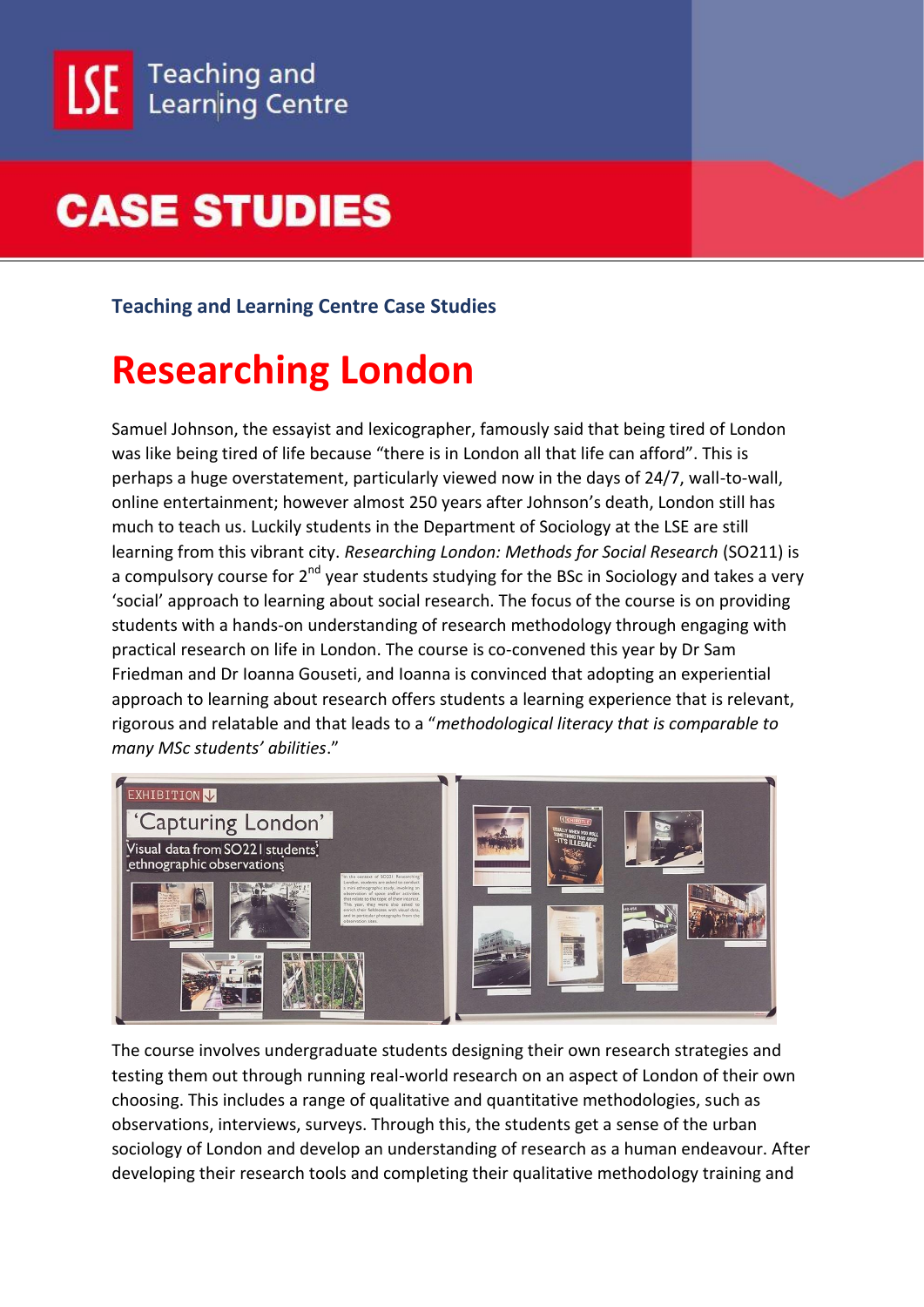# CASE STUDIES

**Teaching and Learning Centre Case Studies**

# Researching London

Samuel Johnson, the essayist and lexicographer, famously said that being tired of London was like being tired of life because "there is in London all that life can afford". This is perhaps a huge overstatement, particularly viewed now in the days of 24/7, wall-to-wall, online entertainment; however almost 250 years after Johnson's death, London still has much to teach us. Luckily students in the Department of Sociology at the LSE are still learning from this vibrant city. *Researching London: Methods for Social Research* (SO211) is a compulsory course for 2nd year students studying for the BSc in Sociology and takes a very 'social' approach to learning about social research. The focus of the course is on providing students with a hands-on understanding of research methodology through engaging with practical research on life in London. The course is co-convened this year by Dr Sam Friedman and Dr Ioanna Gouseti, and Ioanna is convinced that adopting an experiential approach to learning about research offers students a learning experience that is relevant, rigorous and relatable and that leads to a "*methodological literacy that is comparable to many MSc students' abilities*."

The course involves undergraduate students designing their own research strategies and testing them out through running real-world research on an aspect of London of their own choosing. This includes a range of qualitative and quantitative methodologies, such as observations, interviews, surveys. Through this, the students get a sense of the urban sociology of London and develop an understanding of research as a human endeavour. After developing their research tools and completing their qualitative methodology training and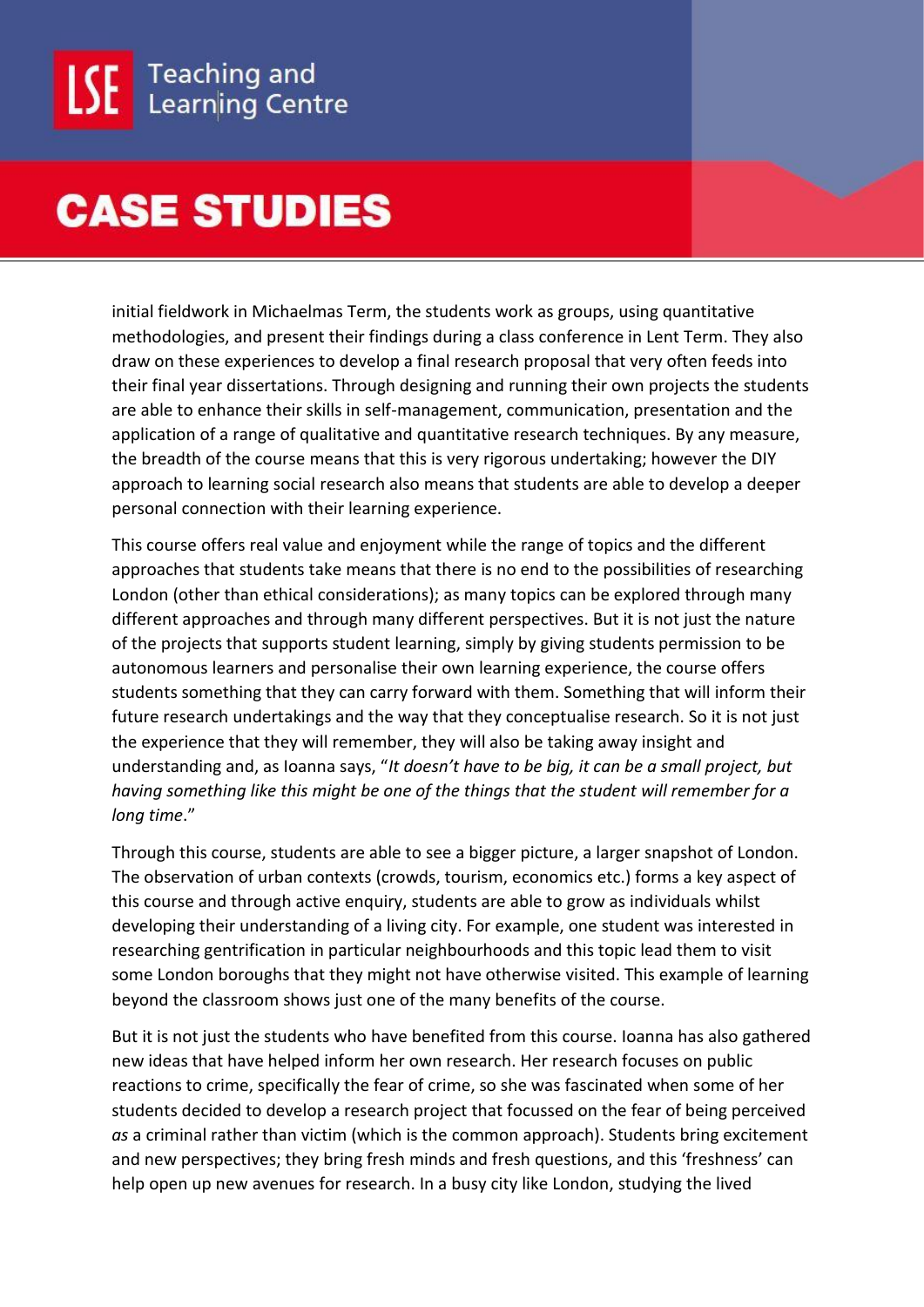initial fieldwork in Michaelmas Term, the students work as groups, using quantitative methodologies, and present their findings during a class conference in Lent Term. They also draw on these experiences to develop a final research proposal that very often feeds into their final year dissertations. Through designing and running their own projects the students are able to enhance their skills in self-management, communication, presentation and the application of a range of qualitative and quantitative research techniques. By any measure, the breadth of the course means that this is very rigorous undertaking; however the DIY approach to learning social research also means that students are able to develop a deeper personal connection with their learning experience.

This course offers real value and enjoyment while the range of topics and the different approaches that students take means that there is no end to the possibilities of researching London (other than ethical considerations); as many topics can be explored through many different approaches and through many different perspectives. But it is not just the nature of the projects that supports student learning, simply by giving students permission to be autonomous learners and personalise their own learning experience, the course offers students something that they can carry forward with them. Something that will inform their future research undertakings and the way that they conceptualise research. So it is not just the experience that they will remember, they will also be taking away insight and understanding and, as Ioanna says, "*It doesn't have to be big, it can be a small project, but having something like this might be one of the things that the student will remember for a long time*."

Through this course, students are able to see a bigger picture, a larger snapshot of London. The observation of urban contexts (crowds, tourism, economics etc.) forms a key aspect of this course and through active enquiry, students are able to grow as individuals whilst developing their understanding of a living city. For example, one student was interested in researching gentrification in particular neighbourhoods and this topic lead them to visit some London boroughs that they might not have otherwise visited. This example of learning beyond the classroom shows just one of the many benefits of the course.

But it is not just the students who have benefited from this course. Ioanna has also gathered new ideas that have helped inform her own research. Her research focuses on public reactions to crime, specifically the fear of crime, so she was fascinated when some of her students decided to develop a research project that focussed on the fear of being perceived *as* a criminal rather than victim (which is the common approach). Students bring excitement and new perspectives; they bring fresh minds and fresh questions, and this 'freshness' can help open up new avenues for research. In a busy city like London, studying the lived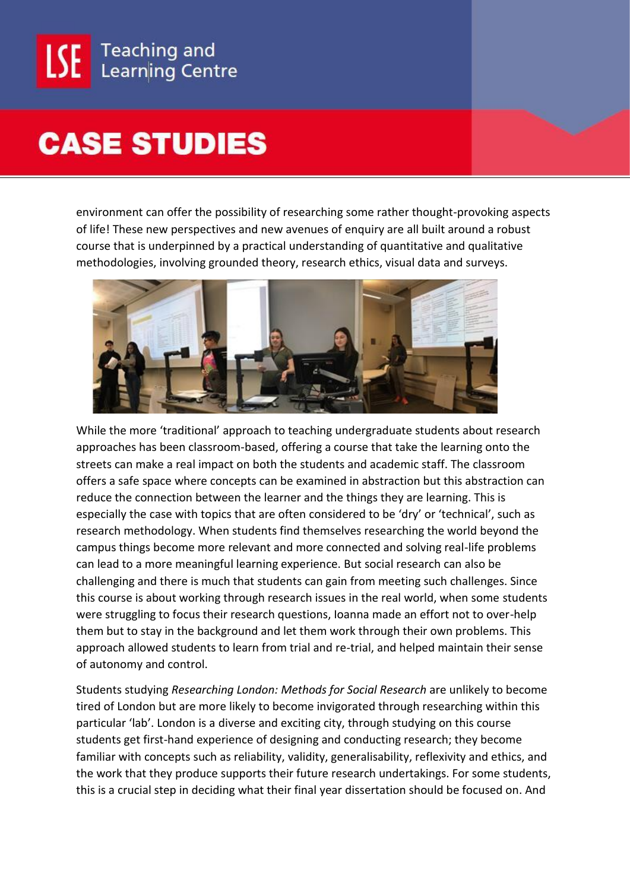environment can offer the possibility of researching some rather thought-provoking aspects of life! These new perspectives and new avenues of enquiry are all built around a robust course that is underpinned by a practical understanding of quantitative and qualitative methodologies, involving grounded theory, research ethics, visual data and surveys.

While the more 'traditional' approach to teaching undergraduate students about research approaches has been classroom-based, offering a course that take the learning onto the streets can make a real impact on both the students and academic staff. The classroom offers a safe space where concepts can be examined in abstraction but this abstraction can reduce the connection between the learner and the things they are learning. This is especially the case with topics that are often considered to be 'dry' or 'technical', such as research methodology. When students find themselves researching the world beyond the campus things become more relevant and more connected and solving real-life problems can lead to a more meaningful learning experience. But social research can also be challenging and there is much that students can gain from meeting such challenges. Since this course is about working through research issues in the real world, when some students were struggling to focus their research questions, Ioanna made an effort not to over-help them but to stay in the background and let them work through their own problems. This approach allowed students to learn from trial and re-trial, and helped maintain their sense of autonomy and control.

Students studying *Researching London: Methods for Social Research* are unlikely to become tired of London but are more likely to become invigorated through researching within this particular 'lab'. London is a diverse and exciting city, through studying on this course students get first-hand experience of designing and conducting research; they become familiar with concepts such as reliability, validity, generalisability, reflexivity and ethics, and the work that they produce supports their future research undertakings. For some students, this is a crucial step in deciding what their final year dissertation should be focused on. And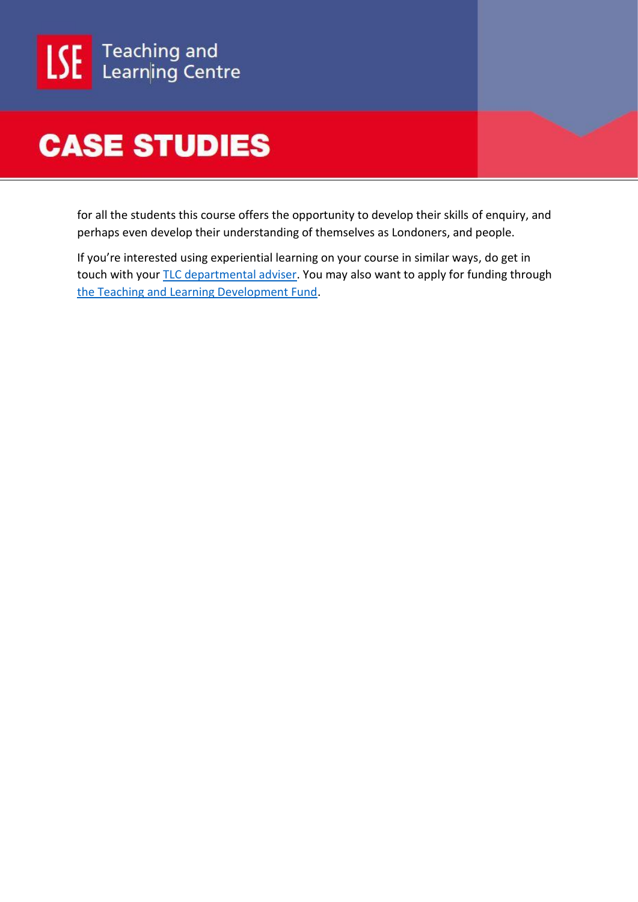for all the students this course offers the opportunity to develop their skills of enquiry, and perhaps even develop their understanding of themselves as Londoners, and people.

If you're interested using experiential learning on your course in similar ways, do get in touch with your TLC departmental adviser. You may also want to apply for funding through the Teaching and Learning Development Fund.